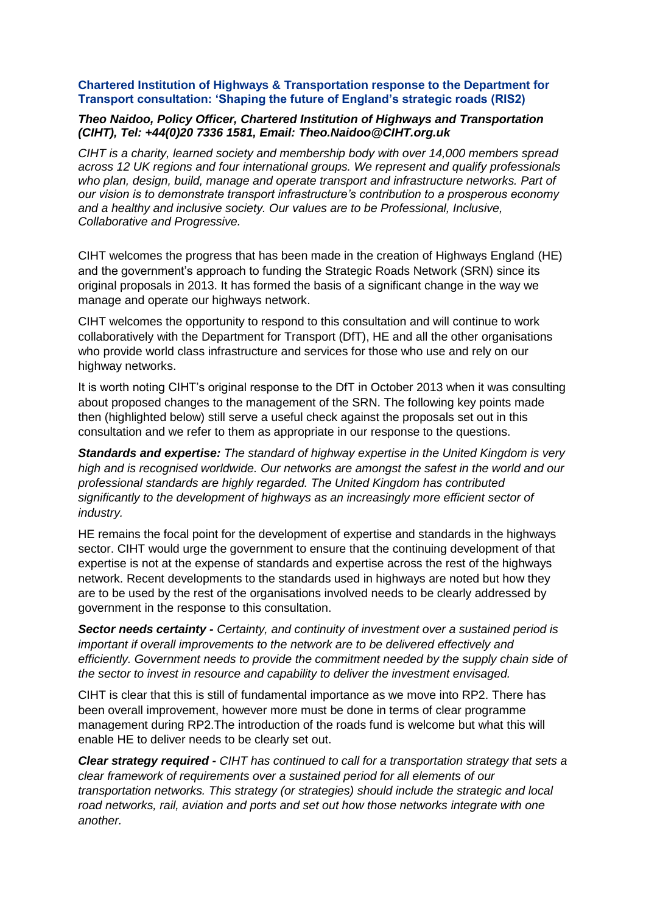**Chartered Institution of Highways & Transportation response to the Department for Transport consultation: 'Shaping the future of England's strategic roads (RIS2)**

***Theo Naidoo, Policy Officer, Chartered Institution of Highways and Transportation (CIHT), Tel: +44(0)20 7336 1581, Email: Theo.Naidoo@CIHT.org.uk***

*CIHT is a charity, learned society and membership body with over 14,000 members spread across 12 UK regions and four international groups. We represent and qualify professionals who plan, design, build, manage and operate transport and infrastructure networks. Part of our vision is to demonstrate transport infrastructure's contribution to a prosperous economy and a healthy and inclusive society. Our values are to be Professional, Inclusive, Collaborative and Progressive.*

CIHT welcomes the progress that has been made in the creation of Highways England (HE) and the government's approach to funding the Strategic Roads Network (SRN) since its original proposals in 2013. It has formed the basis of a significant change in the way we manage and operate our highways network.

CIHT welcomes the opportunity to respond to this consultation and will continue to work collaboratively with the Department for Transport (DfT), HE and all the other organisations who provide world class infrastructure and services for those who use and rely on our highway networks.

It is worth noting CIHT's original response to the DfT in October 2013 when it was consulting about proposed changes to the management of the SRN. The following key points made then (highlighted below) still serve a useful check against the proposals set out in this consultation and we refer to them as appropriate in our response to the questions.

***Standards and expertise:*** *The standard of highway expertise in the United Kingdom is very high and is recognised worldwide. Our networks are amongst the safest in the world and our professional standards are highly regarded. The United Kingdom has contributed significantly to the development of highways as an increasingly more efficient sector of industry.*

HE remains the focal point for the development of expertise and standards in the highways sector. CIHT would urge the government to ensure that the continuing development of that expertise is not at the expense of standards and expertise across the rest of the highways network. Recent developments to the standards used in highways are noted but how they are to be used by the rest of the organisations involved needs to be clearly addressed by government in the response to this consultation.

***Sector needs certainty -*** *Certainty, and continuity of investment over a sustained period is important if overall improvements to the network are to be delivered effectively and efficiently. Government needs to provide the commitment needed by the supply chain side of the sector to invest in resource and capability to deliver the investment envisaged.*

CIHT is clear that this is still of fundamental importance as we move into RP2. There has been overall improvement, however more must be done in terms of clear programme management during RP2.The introduction of the roads fund is welcome but what this will enable HE to deliver needs to be clearly set out.

***Clear strategy required -*** *CIHT has continued to call for a transportation strategy that sets a clear framework of requirements over a sustained period for all elements of our transportation networks. This strategy (or strategies) should include the strategic and local road networks, rail, aviation and ports and set out how those networks integrate with one another.*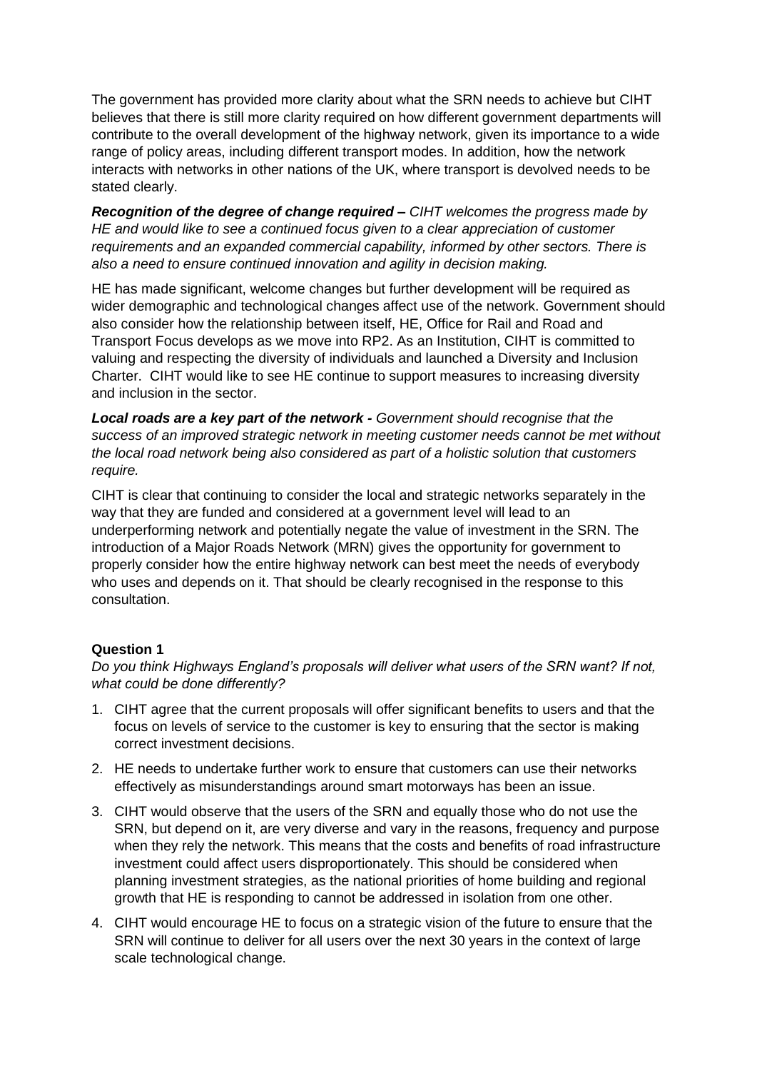The government has provided more clarity about what the SRN needs to achieve but CIHT believes that there is still more clarity required on how different government departments will contribute to the overall development of the highway network, given its importance to a wide range of policy areas, including different transport modes. In addition, how the network interacts with networks in other nations of the UK, where transport is devolved needs to be stated clearly.

***Recognition of the degree of change required –*** *CIHT welcomes the progress made by HE and would like to see a continued focus given to a clear appreciation of customer requirements and an expanded commercial capability, informed by other sectors. There is also a need to ensure continued innovation and agility in decision making.*

HE has made significant, welcome changes but further development will be required as wider demographic and technological changes affect use of the network. Government should also consider how the relationship between itself, HE, Office for Rail and Road and Transport Focus develops as we move into RP2. As an Institution, CIHT is committed to valuing and respecting the diversity of individuals and launched a Diversity and Inclusion Charter. CIHT would like to see HE continue to support measures to increasing diversity and inclusion in the sector.

***Local roads are a key part of the network -*** *Government should recognise that the success of an improved strategic network in meeting customer needs cannot be met without the local road network being also considered as part of a holistic solution that customers require.*

CIHT is clear that continuing to consider the local and strategic networks separately in the way that they are funded and considered at a government level will lead to an underperforming network and potentially negate the value of investment in the SRN. The introduction of a Major Roads Network (MRN) gives the opportunity for government to properly consider how the entire highway network can best meet the needs of everybody who uses and depends on it. That should be clearly recognised in the response to this consultation.

**Question 1**

*Do you think Highways England's proposals will deliver what users of the SRN want? If not, what could be done differently?*

1. CIHT agree that the current proposals will offer significant benefits to users and that the focus on levels of service to the customer is key to ensuring that the sector is making correct investment decisions.
2. HE needs to undertake further work to ensure that customers can use their networks effectively as misunderstandings around smart motorways has been an issue.
3. CIHT would observe that the users of the SRN and equally those who do not use the SRN, but depend on it, are very diverse and vary in the reasons, frequency and purpose when they rely the network. This means that the costs and benefits of road infrastructure investment could affect users disproportionately. This should be considered when planning investment strategies, as the national priorities of home building and regional growth that HE is responding to cannot be addressed in isolation from one other.
4. CIHT would encourage HE to focus on a strategic vision of the future to ensure that the SRN will continue to deliver for all users over the next 30 years in the context of large scale technological change.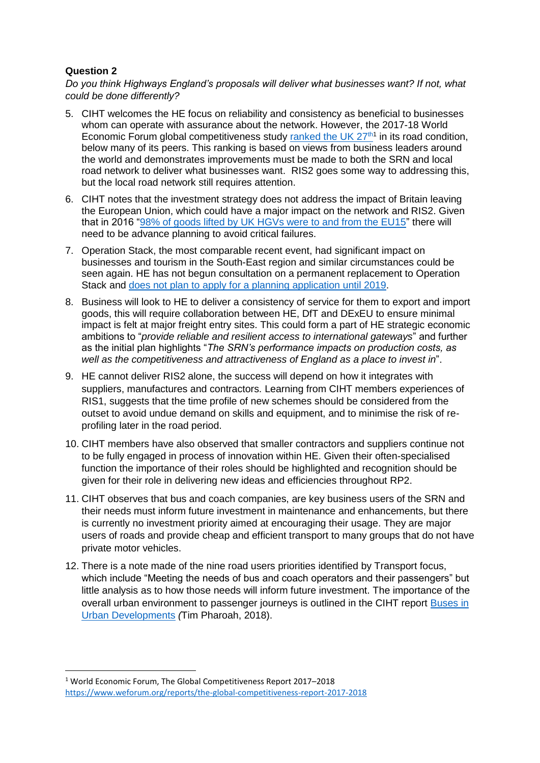**Question 2**

*Do you think Highways England's proposals will deliver what businesses want? If not, what could be done differently?*

5. CIHT welcomes the HE focus on reliability and consistency as beneficial to businesses whom can operate with assurance about the network. However, the 2017-18 World Economic Forum global competitiveness study ranked the UK 27th[1] in its road condition, below many of its peers. This ranking is based on views from business leaders around the world and demonstrates improvements must be made to both the SRN and local road network to deliver what businesses want. RIS2 goes some way to addressing this, but the local road network still requires attention.
6. CIHT notes that the investment strategy does not address the impact of Britain leaving the European Union, which could have a major impact on the network and RIS2. Given that in 2016 "98% of goods lifted by UK HGVs were to and from the EU15" there will need to be advance planning to avoid critical failures.
7. Operation Stack, the most comparable recent event, had significant impact on businesses and tourism in the South-East region and similar circumstances could be seen again. HE has not begun consultation on a permanent replacement to Operation Stack and does not plan to apply for a planning application until 2019.
8. Business will look to HE to deliver a consistency of service for them to export and import goods, this will require collaboration between HE, DfT and DExEU to ensure minimal impact is felt at major freight entry sites. This could form a part of HE strategic economic ambitions to "*provide reliable and resilient access to international gateways*" and further as the initial plan highlights "*The SRN's performance impacts on production costs, as well as the competitiveness and attractiveness of England as a place to invest in*".
9. HE cannot deliver RIS2 alone, the success will depend on how it integrates with suppliers, manufactures and contractors. Learning from CIHT members experiences of RIS1, suggests that the time profile of new schemes should be considered from the outset to avoid undue demand on skills and equipment, and to minimise the risk of re-profiling later in the road period.
10. CIHT members have also observed that smaller contractors and suppliers continue not to be fully engaged in process of innovation within HE. Given their often-specialised function the importance of their roles should be highlighted and recognition should be given for their role in delivering new ideas and efficiencies throughout RP2.
11. CIHT observes that bus and coach companies, are key business users of the SRN and their needs must inform future investment in maintenance and enhancements, but there is currently no investment priority aimed at encouraging their usage. They are major users of roads and provide cheap and efficient transport to many groups that do not have private motor vehicles.
12. There is a note made of the nine road users priorities identified by Transport focus, which include "Meeting the needs of bus and coach operators and their passengers" but little analysis as to how those needs will inform future investment. The importance of the overall urban environment to passenger journeys is outlined in the CIHT report Buses in Urban Developments *(*Tim Pharoah, 2018).

[1] World Economic Forum, The Global Competitiveness Report 2017–2018 https://www.weforum.org/reports/the-global-competitiveness-report-2017-2018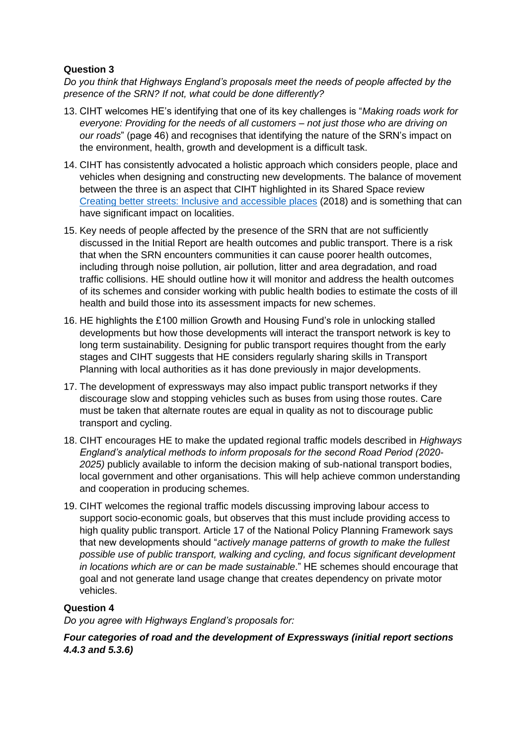**Question 3**

*Do you think that Highways England's proposals meet the needs of people affected by the presence of the SRN? If not, what could be done differently?*

13. CIHT welcomes HE's identifying that one of its key challenges is "*Making roads work for everyone: Providing for the needs of all customers – not just those who are driving on our roads*" (page 46) and recognises that identifying the nature of the SRN's impact on the environment, health, growth and development is a difficult task.

14. CIHT has consistently advocated a holistic approach which considers people, place and vehicles when designing and constructing new developments. The balance of movement between the three is an aspect that CIHT highlighted in its Shared Space review [Creating better streets: Inclusive and accessible places](Creating better streets: Inclusive and accessible places) (2018) and is something that can have significant impact on localities.

15. Key needs of people affected by the presence of the SRN that are not sufficiently discussed in the Initial Report are health outcomes and public transport. There is a risk that when the SRN encounters communities it can cause poorer health outcomes, including through noise pollution, air pollution, litter and area degradation, and road traffic collisions. HE should outline how it will monitor and address the health outcomes of its schemes and consider working with public health bodies to estimate the costs of ill health and build those into its assessment impacts for new schemes.

16. HE highlights the £100 million Growth and Housing Fund's role in unlocking stalled developments but how those developments will interact the transport network is key to long term sustainability. Designing for public transport requires thought from the early stages and CIHT suggests that HE considers regularly sharing skills in Transport Planning with local authorities as it has done previously in major developments.

17. The development of expressways may also impact public transport networks if they discourage slow and stopping vehicles such as buses from using those routes. Care must be taken that alternate routes are equal in quality as not to discourage public transport and cycling.

18. CIHT encourages HE to make the updated regional traffic models described in *Highways England's analytical methods to inform proposals for the second Road Period (2020-2025)* publicly available to inform the decision making of sub-national transport bodies, local government and other organisations. This will help achieve common understanding and cooperation in producing schemes.

19. CIHT welcomes the regional traffic models discussing improving labour access to support socio-economic goals, but observes that this must include providing access to high quality public transport. Article 17 of the National Policy Planning Framework says that new developments should "*actively manage patterns of growth to make the fullest possible use of public transport, walking and cycling, and focus significant development in locations which are or can be made sustainable*." HE schemes should encourage that goal and not generate land usage change that creates dependency on private motor vehicles.

**Question 4**

*Do you agree with Highways England's proposals for:*

***Four categories of road and the development of Expressways (initial report sections 4.4.3 and 5.3.6)***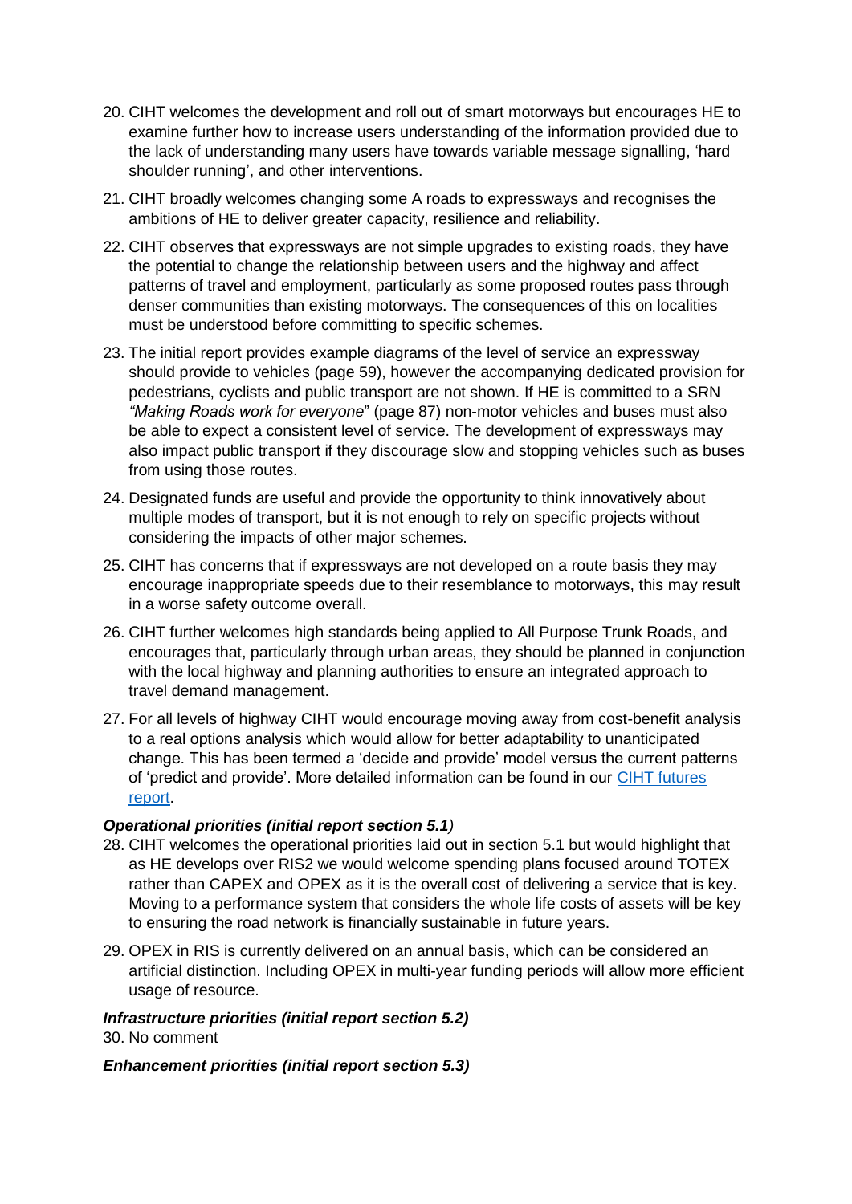20. CIHT welcomes the development and roll out of smart motorways but encourages HE to examine further how to increase users understanding of the information provided due to the lack of understanding many users have towards variable message signalling, 'hard shoulder running', and other interventions.

21. CIHT broadly welcomes changing some A roads to expressways and recognises the ambitions of HE to deliver greater capacity, resilience and reliability.

22. CIHT observes that expressways are not simple upgrades to existing roads, they have the potential to change the relationship between users and the highway and affect patterns of travel and employment, particularly as some proposed routes pass through denser communities than existing motorways. The consequences of this on localities must be understood before committing to specific schemes.

23. The initial report provides example diagrams of the level of service an expressway should provide to vehicles (page 59), however the accompanying dedicated provision for pedestrians, cyclists and public transport are not shown. If HE is committed to a SRN *"Making Roads work for everyone*" (page 87) non-motor vehicles and buses must also be able to expect a consistent level of service. The development of expressways may also impact public transport if they discourage slow and stopping vehicles such as buses from using those routes.

24. Designated funds are useful and provide the opportunity to think innovatively about multiple modes of transport, but it is not enough to rely on specific projects without considering the impacts of other major schemes.

25. CIHT has concerns that if expressways are not developed on a route basis they may encourage inappropriate speeds due to their resemblance to motorways, this may result in a worse safety outcome overall.

26. CIHT further welcomes high standards being applied to All Purpose Trunk Roads, and encourages that, particularly through urban areas, they should be planned in conjunction with the local highway and planning authorities to ensure an integrated approach to travel demand management.

27. For all levels of highway CIHT would encourage moving away from cost-benefit analysis to a real options analysis which would allow for better adaptability to unanticipated change. This has been termed a 'decide and provide' model versus the current patterns of 'predict and provide'. More detailed information can be found in our CIHT futures report.

***Operational priorities (initial report section 5.1)***

28. CIHT welcomes the operational priorities laid out in section 5.1 but would highlight that as HE develops over RIS2 we would welcome spending plans focused around TOTEX rather than CAPEX and OPEX as it is the overall cost of delivering a service that is key. Moving to a performance system that considers the whole life costs of assets will be key to ensuring the road network is financially sustainable in future years.

29. OPEX in RIS is currently delivered on an annual basis, which can be considered an artificial distinction. Including OPEX in multi-year funding periods will allow more efficient usage of resource.

***Infrastructure priorities (initial report section 5.2)***

30. No comment

***Enhancement priorities (initial report section 5.3)***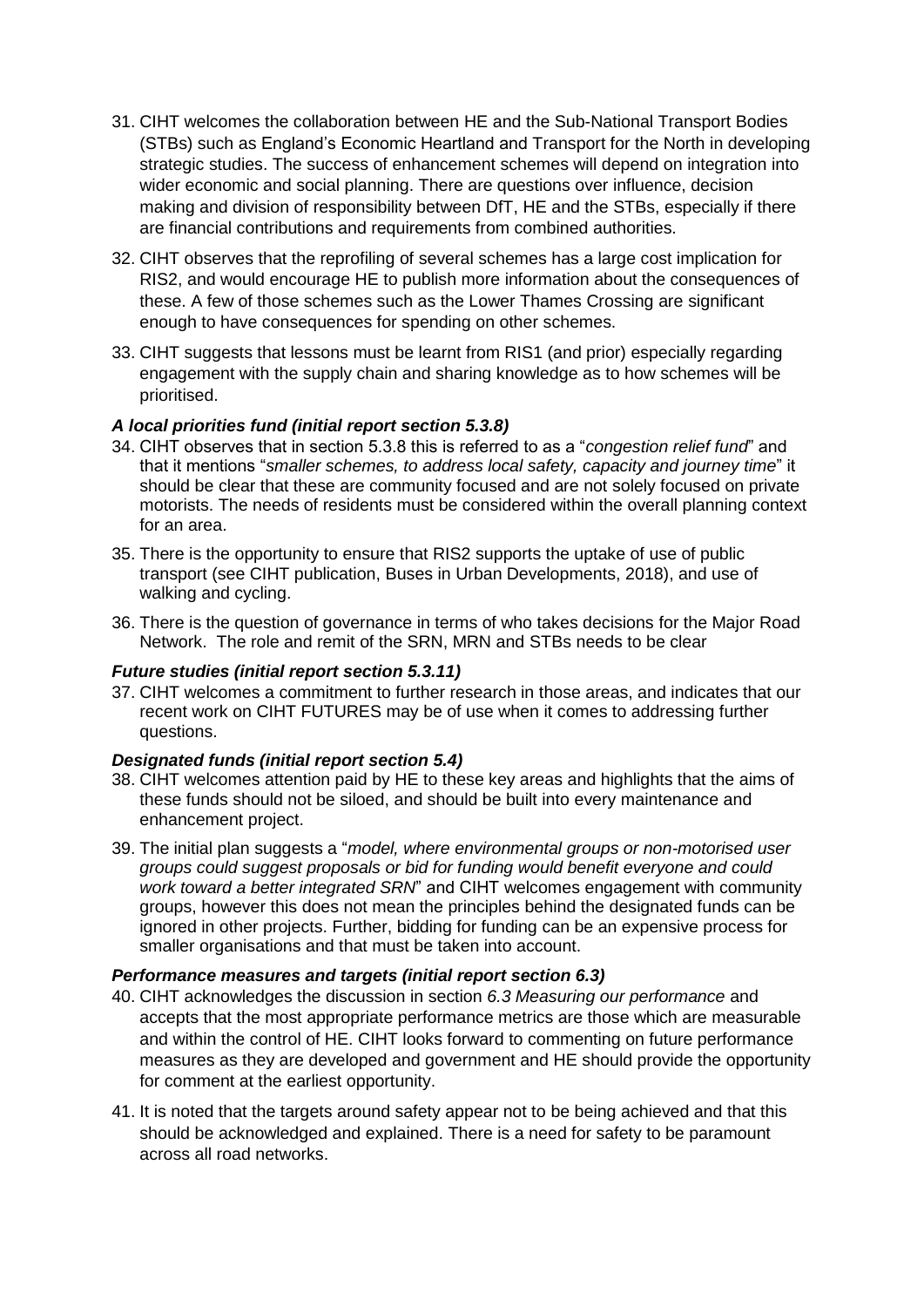31. CIHT welcomes the collaboration between HE and the Sub-National Transport Bodies (STBs) such as England's Economic Heartland and Transport for the North in developing strategic studies. The success of enhancement schemes will depend on integration into wider economic and social planning. There are questions over influence, decision making and division of responsibility between DfT, HE and the STBs, especially if there are financial contributions and requirements from combined authorities.

32. CIHT observes that the reprofiling of several schemes has a large cost implication for RIS2, and would encourage HE to publish more information about the consequences of these. A few of those schemes such as the Lower Thames Crossing are significant enough to have consequences for spending on other schemes.

33. CIHT suggests that lessons must be learnt from RIS1 (and prior) especially regarding engagement with the supply chain and sharing knowledge as to how schemes will be prioritised.

***A local priorities fund (initial report section 5.3.8)***

34. CIHT observes that in section 5.3.8 this is referred to as a "*congestion relief fund*" and that it mentions "*smaller schemes, to address local safety, capacity and journey time*" it should be clear that these are community focused and are not solely focused on private motorists. The needs of residents must be considered within the overall planning context for an area.

35. There is the opportunity to ensure that RIS2 supports the uptake of use of public transport (see CIHT publication, Buses in Urban Developments, 2018), and use of walking and cycling.

36. There is the question of governance in terms of who takes decisions for the Major Road Network. The role and remit of the SRN, MRN and STBs needs to be clear

***Future studies (initial report section 5.3.11)***

37. CIHT welcomes a commitment to further research in those areas, and indicates that our recent work on CIHT FUTURES may be of use when it comes to addressing further questions.

***Designated funds (initial report section 5.4)***

38. CIHT welcomes attention paid by HE to these key areas and highlights that the aims of these funds should not be siloed, and should be built into every maintenance and enhancement project.

39. The initial plan suggests a "*model, where environmental groups or non-motorised user groups could suggest proposals or bid for funding would benefit everyone and could work toward a better integrated SRN*" and CIHT welcomes engagement with community groups, however this does not mean the principles behind the designated funds can be ignored in other projects. Further, bidding for funding can be an expensive process for smaller organisations and that must be taken into account.

***Performance measures and targets (initial report section 6.3)***

40. CIHT acknowledges the discussion in section *6.3 Measuring our performance* and accepts that the most appropriate performance metrics are those which are measurable and within the control of HE. CIHT looks forward to commenting on future performance measures as they are developed and government and HE should provide the opportunity for comment at the earliest opportunity.

41. It is noted that the targets around safety appear not to be being achieved and that this should be acknowledged and explained. There is a need for safety to be paramount across all road networks.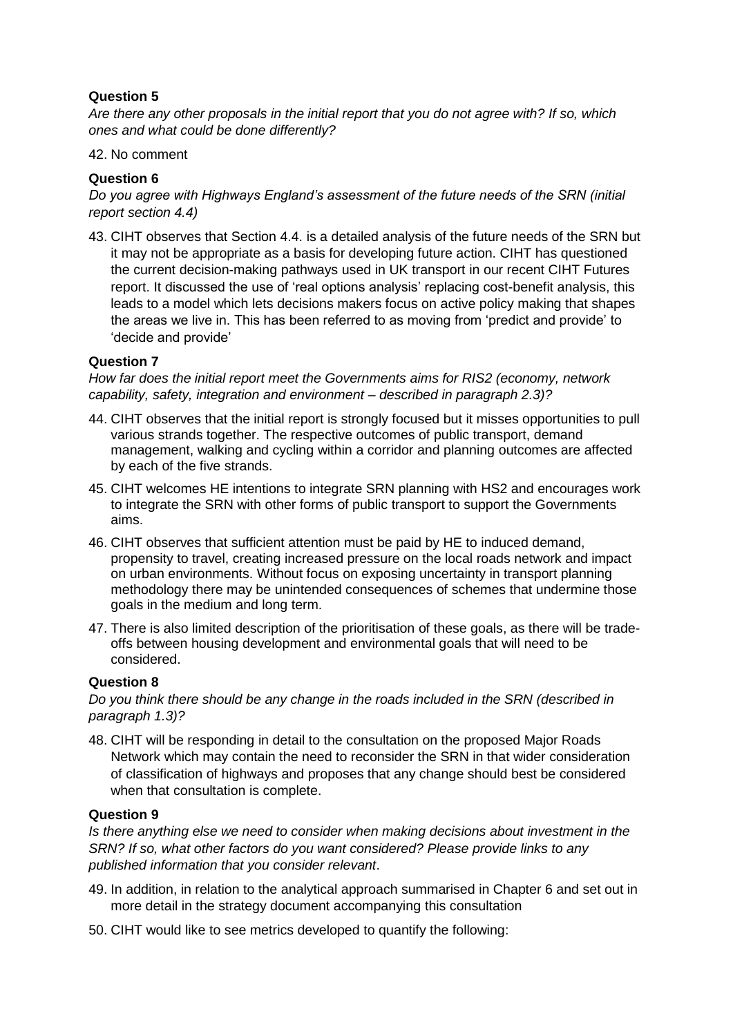**Question 5**

*Are there any other proposals in the initial report that you do not agree with? If so, which ones and what could be done differently?*

42. No comment

**Question 6**

*Do you agree with Highways England's assessment of the future needs of the SRN (initial report section 4.4)*

43. CIHT observes that Section 4.4. is a detailed analysis of the future needs of the SRN but it may not be appropriate as a basis for developing future action. CIHT has questioned the current decision-making pathways used in UK transport in our recent CIHT Futures report. It discussed the use of 'real options analysis' replacing cost-benefit analysis, this leads to a model which lets decisions makers focus on active policy making that shapes the areas we live in. This has been referred to as moving from 'predict and provide' to 'decide and provide'

**Question 7**

*How far does the initial report meet the Governments aims for RIS2 (economy, network capability, safety, integration and environment – described in paragraph 2.3)?*

44. CIHT observes that the initial report is strongly focused but it misses opportunities to pull various strands together. The respective outcomes of public transport, demand management, walking and cycling within a corridor and planning outcomes are affected by each of the five strands.

45. CIHT welcomes HE intentions to integrate SRN planning with HS2 and encourages work to integrate the SRN with other forms of public transport to support the Governments aims.

46. CIHT observes that sufficient attention must be paid by HE to induced demand, propensity to travel, creating increased pressure on the local roads network and impact on urban environments. Without focus on exposing uncertainty in transport planning methodology there may be unintended consequences of schemes that undermine those goals in the medium and long term.

47. There is also limited description of the prioritisation of these goals, as there will be trade-offs between housing development and environmental goals that will need to be considered.

**Question 8**

*Do you think there should be any change in the roads included in the SRN (described in paragraph 1.3)?*

48. CIHT will be responding in detail to the consultation on the proposed Major Roads Network which may contain the need to reconsider the SRN in that wider consideration of classification of highways and proposes that any change should best be considered when that consultation is complete.

**Question 9**

*Is there anything else we need to consider when making decisions about investment in the SRN? If so, what other factors do you want considered? Please provide links to any published information that you consider relevant*.

49. In addition, in relation to the analytical approach summarised in Chapter 6 and set out in more detail in the strategy document accompanying this consultation

50. CIHT would like to see metrics developed to quantify the following: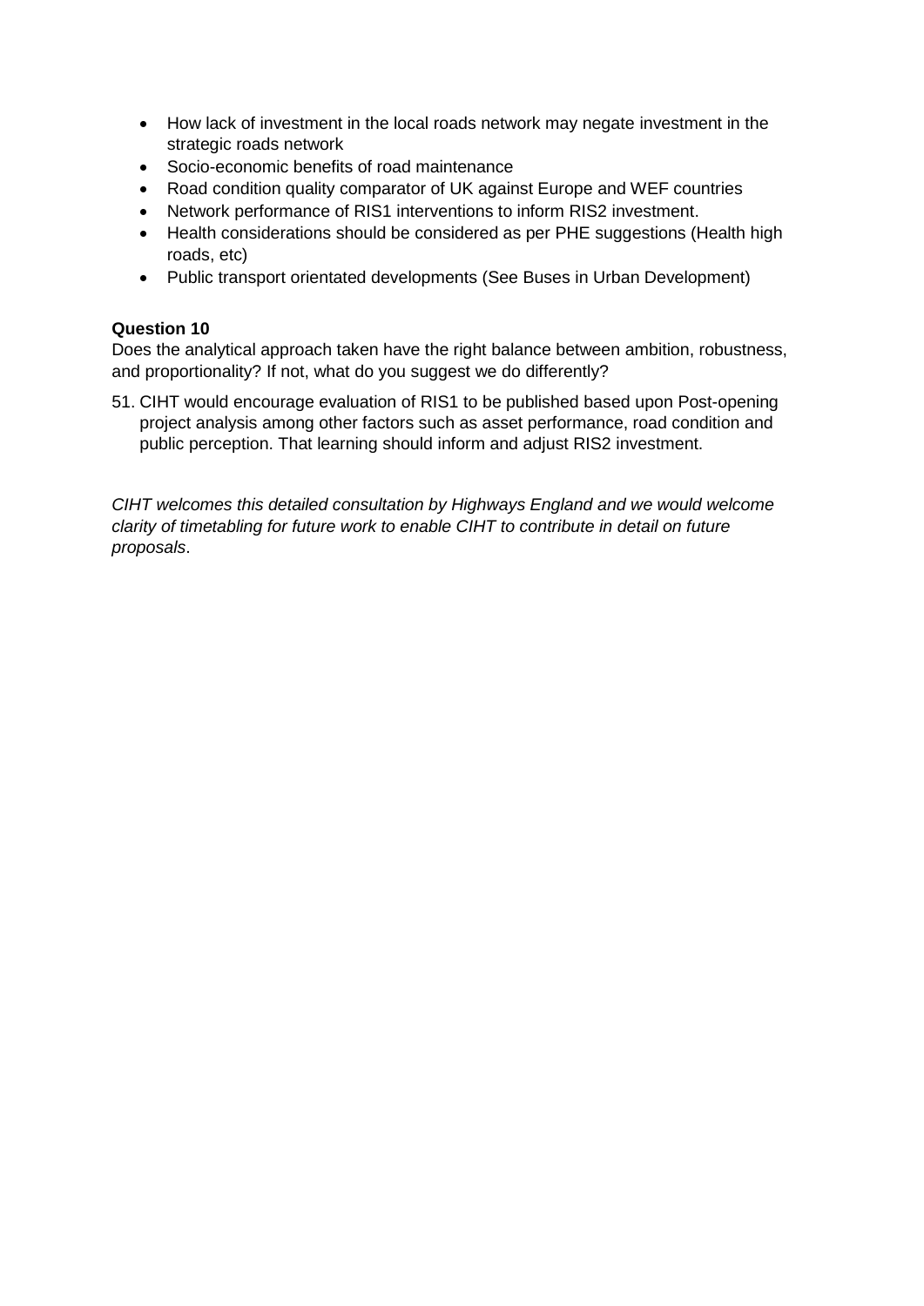- How lack of investment in the local roads network may negate investment in the strategic roads network
- Socio-economic benefits of road maintenance
- Road condition quality comparator of UK against Europe and WEF countries
- Network performance of RIS1 interventions to inform RIS2 investment.
- Health considerations should be considered as per PHE suggestions (Health high roads, etc)
- Public transport orientated developments (See Buses in Urban Development)

**Question 10**

Does the analytical approach taken have the right balance between ambition, robustness, and proportionality? If not, what do you suggest we do differently?

51. CIHT would encourage evaluation of RIS1 to be published based upon Post-opening project analysis among other factors such as asset performance, road condition and public perception. That learning should inform and adjust RIS2 investment.

*CIHT welcomes this detailed consultation by Highways England and we would welcome clarity of timetabling for future work to enable CIHT to contribute in detail on future proposals*.